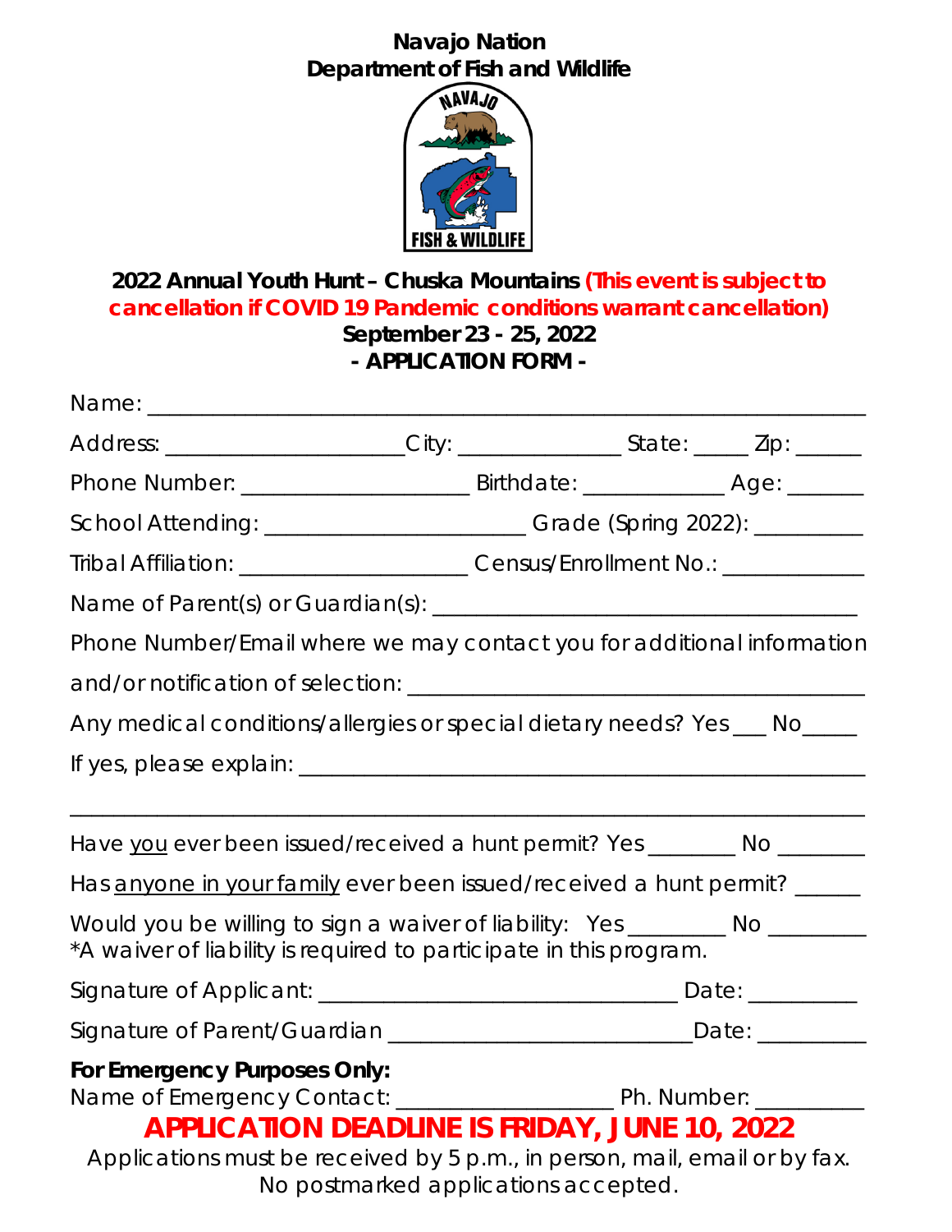**Navajo Nation**
**Department of Fish and Wildlife**

**2022 Annual Youth Hunt – Chuska Mountains (This event is subject to cancellation if COVID 19 Pandemic conditions warrant cancellation)**
**September 23 - 25, 2022**
**- APPLICATION FORM -**

Name: ______________________________________________________________

Address: ____________________City: ______________ State: _____ Zip: ______

Phone Number: ___________________ Birthdate: ____________ Age: _______

School Attending: ______________________ Grade (Spring 2022): _________

Tribal Affiliation: ___________________ Census/Enrollment No.: ____________

Name of Parent(s) or Guardian(s): ____________________________________

Phone Number/Email where we may contact you for additional information and/or notification of selection: _____________________________________

Any medical conditions/allergies or special dietary needs? Yes ___ No_____

If yes, please explain: _______________________________________________

______________________________________________________________________

Have you ever been issued/received a hunt permit? Yes _______ No _______

Has anyone in your family ever been issued/received a hunt permit? ______

Would you be willing to sign a waiver of liability: Yes ________ No ________
*A waiver of liability is required to participate in this program.

Signature of Applicant: ______________________________ Date: _________

Signature of Parent/Guardian _________________________Date: _________

**For Emergency Purposes Only:**
Name of Emergency Contact: __________________ Ph. Number: _________

**APPLICATION DEADLINE IS FRIDAY, JUNE 10, 2022**

Applications must be received by 5 p.m., in person, mail, email or by fax. No postmarked applications accepted.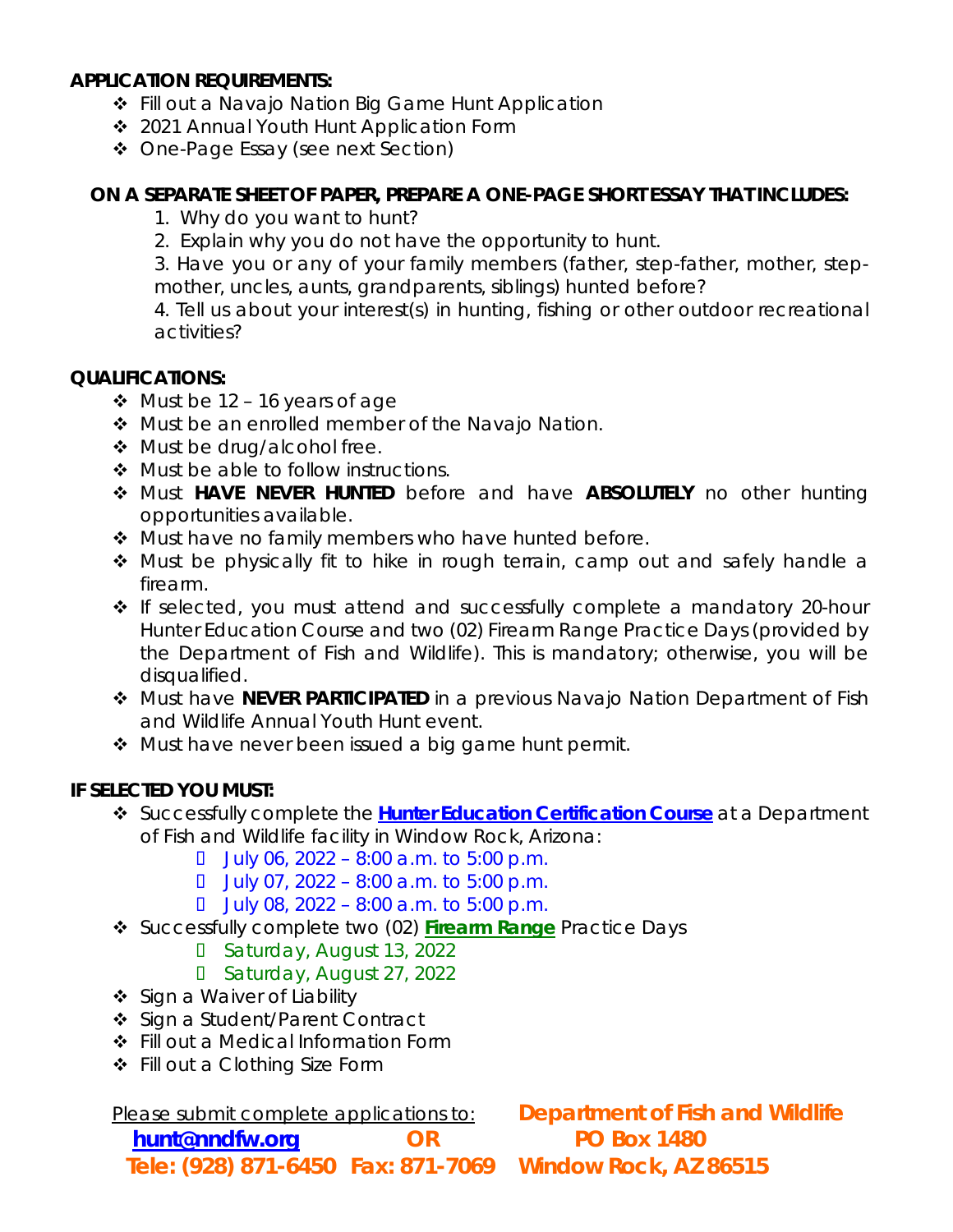**APPLICATION REQUIREMENTS:**

- Fill out a Navajo Nation Big Game Hunt Application
- 2021 Annual Youth Hunt Application Form
- One-Page Essay (see next Section)

**ON A SEPARATE SHEET OF PAPER, PREPARE A ONE-PAGE SHORT ESSAY THAT INCLUDES:**

1. Why do you want to hunt?
2. Explain why you do not have the opportunity to hunt.
3. Have you or any of your family members (father, step-father, mother, step-mother, uncles, aunts, grandparents, siblings) hunted before?
4. Tell us about your interest(s) in hunting, fishing or other outdoor recreational activities?

**QUALIFICATIONS:**

- Must be 12 – 16 years of age
- Must be an enrolled member of the Navajo Nation.
- Must be drug/alcohol free.
- Must be able to follow instructions.
- Must **HAVE NEVER HUNTED** before and have **ABSOLUTELY** no other hunting opportunities available.
- Must have no family members who have hunted before.
- Must be physically fit to hike in rough terrain, camp out and safely handle a firearm.
- If selected, you must attend and successfully complete a mandatory 20-hour Hunter Education Course and two (02) Firearm Range Practice Days (provided by the Department of Fish and Wildlife). This is mandatory; otherwise, you will be disqualified.
- Must have **NEVER PARTICIPATED** in a previous Navajo Nation Department of Fish and Wildlife Annual Youth Hunt event.
- Must have never been issued a big game hunt permit.

**IF SELECTED YOU MUST:**

- Successfully complete the **Hunter Education Certification Course** at a Department of Fish and Wildlife facility in Window Rock, Arizona:
  - July 06, 2022 – 8:00 a.m. to 5:00 p.m.
  - July 07, 2022 – 8:00 a.m. to 5:00 p.m.
  - July 08, 2022 – 8:00 a.m. to 5:00 p.m.
- Successfully complete two (02) **Firearm Range** Practice Days
  - Saturday, August 13, 2022
  - Saturday, August 27, 2022
- Sign a Waiver of Liability
- Sign a Student/Parent Contract
- Fill out a Medical Information Form
- Fill out a Clothing Size Form

Please submit complete applications to:
**hunt@nndfw.org** **OR**
**Tele: (928) 871-6450 Fax: 871-7069**

**Department of Fish and Wildlife**
**PO Box 1480**
**Window Rock, AZ 86515**